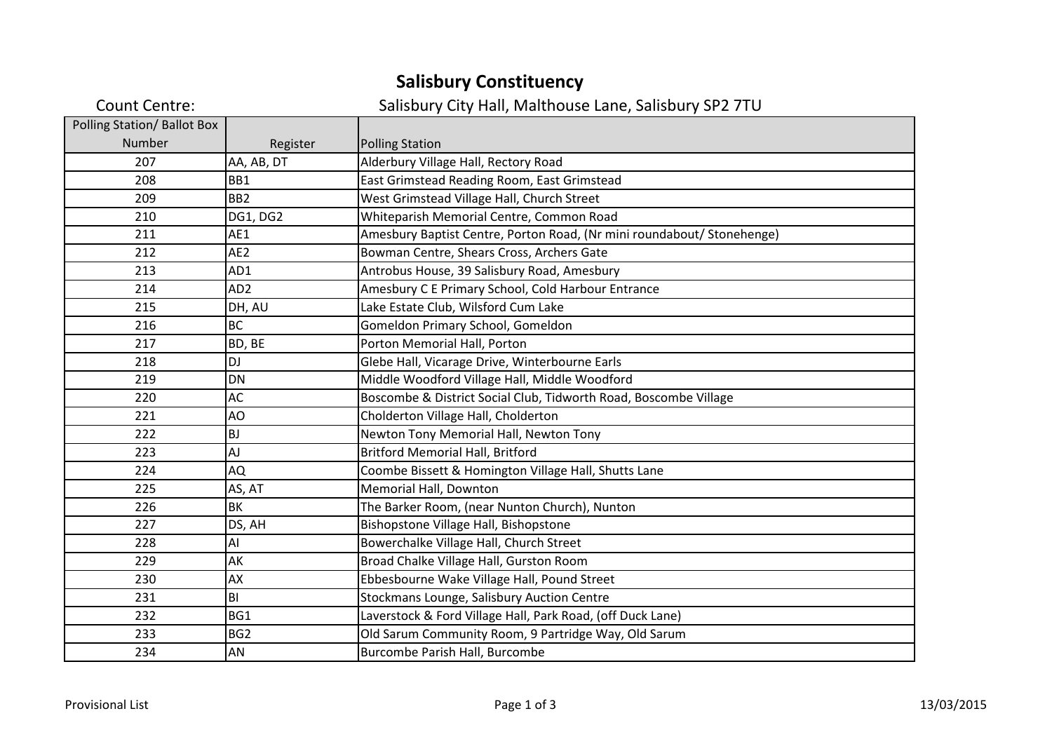# Salisbury Constituency

Count Centre: Salisbury City Hall, Malthouse Lane, Salisbury SP2 7TU

| Polling Station/ Ballot Box Number | Register | Polling Station |
|---|---|---|
| 207 | AA, AB, DT | Alderbury Village Hall, Rectory Road |
| 208 | BB1 | East Grimstead Reading Room, East Grimstead |
| 209 | BB2 | West Grimstead Village Hall, Church Street |
| 210 | DG1, DG2 | Whiteparish Memorial Centre, Common Road |
| 211 | AE1 | Amesbury Baptist Centre, Porton Road, (Nr mini roundabout/ Stonehenge) |
| 212 | AE2 | Bowman Centre, Shears Cross, Archers Gate |
| 213 | AD1 | Antrobus House, 39 Salisbury Road, Amesbury |
| 214 | AD2 | Amesbury C E Primary School, Cold Harbour Entrance |
| 215 | DH, AU | Lake Estate Club, Wilsford Cum Lake |
| 216 | BC | Gomeldon Primary School, Gomeldon |
| 217 | BD, BE | Porton Memorial Hall, Porton |
| 218 | DJ | Glebe Hall, Vicarage Drive, Winterbourne Earls |
| 219 | DN | Middle Woodford Village Hall, Middle Woodford |
| 220 | AC | Boscombe & District Social Club, Tidworth Road, Boscombe Village |
| 221 | AO | Cholderton Village Hall, Cholderton |
| 222 | BJ | Newton Tony Memorial Hall, Newton Tony |
| 223 | AJ | Britford Memorial Hall, Britford |
| 224 | AQ | Coombe Bissett & Homington Village Hall, Shutts Lane |
| 225 | AS, AT | Memorial Hall, Downton |
| 226 | BK | The Barker Room, (near Nunton Church), Nunton |
| 227 | DS, AH | Bishopstone Village Hall, Bishopstone |
| 228 | AI | Bowerchalke Village Hall, Church Street |
| 229 | AK | Broad Chalke Village Hall, Gurston Room |
| 230 | AX | Ebbesbourne Wake Village Hall, Pound Street |
| 231 | BI | Stockmans Lounge, Salisbury Auction Centre |
| 232 | BG1 | Laverstock & Ford Village Hall, Park Road, (off Duck Lane) |
| 233 | BG2 | Old Sarum Community Room, 9 Partridge Way, Old Sarum |
| 234 | AN | Burcombe Parish Hall, Burcombe |

Provisional List

13/03/2015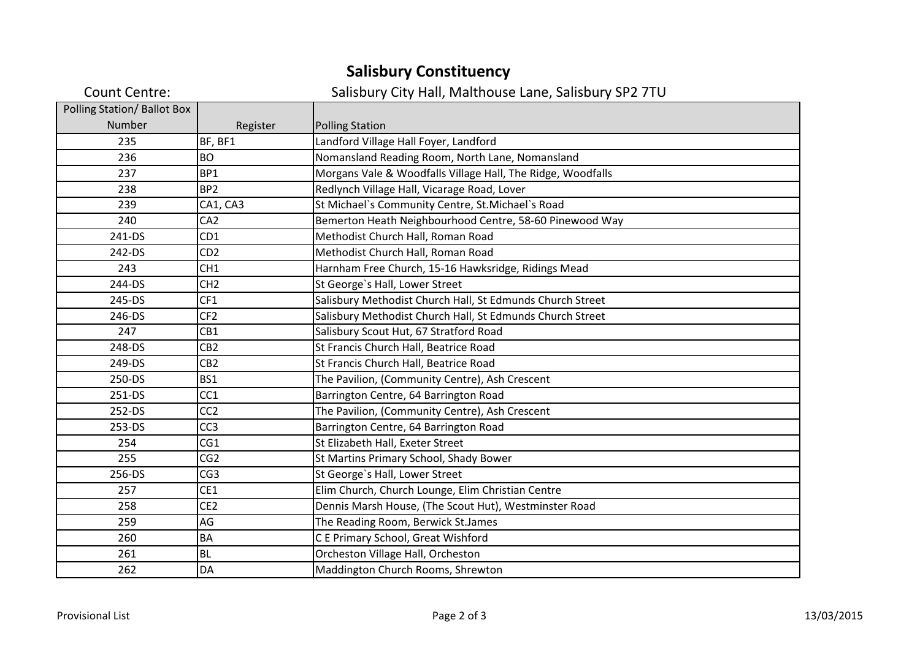# Salisbury Constituency

Count Centre: Salisbury City Hall, Malthouse Lane, Salisbury SP2 7TU

| Polling Station/ Ballot Box Number | Register | Polling Station |
|---|---|---|
| 235 | BF, BF1 | Landford Village Hall Foyer, Landford |
| 236 | BO | Nomansland Reading Room, North Lane, Nomansland |
| 237 | BP1 | Morgans Vale & Woodfalls Village Hall, The Ridge, Woodfalls |
| 238 | BP2 | Redlynch Village Hall, Vicarage Road, Lover |
| 239 | CA1, CA3 | St Michael`s Community Centre, St.Michael`s Road |
| 240 | CA2 | Bemerton Heath Neighbourhood Centre, 58-60 Pinewood Way |
| 241-DS | CD1 | Methodist Church Hall, Roman Road |
| 242-DS | CD2 | Methodist Church Hall, Roman Road |
| 243 | CH1 | Harnham Free Church, 15-16 Hawksridge, Ridings Mead |
| 244-DS | CH2 | St George`s Hall, Lower Street |
| 245-DS | CF1 | Salisbury Methodist Church Hall, St Edmunds Church Street |
| 246-DS | CF2 | Salisbury Methodist Church Hall, St Edmunds Church Street |
| 247 | CB1 | Salisbury Scout Hut, 67 Stratford Road |
| 248-DS | CB2 | St Francis Church Hall, Beatrice Road |
| 249-DS | CB2 | St Francis Church Hall, Beatrice Road |
| 250-DS | BS1 | The Pavilion, (Community Centre), Ash Crescent |
| 251-DS | CC1 | Barrington Centre, 64 Barrington Road |
| 252-DS | CC2 | The Pavilion, (Community Centre), Ash Crescent |
| 253-DS | CC3 | Barrington Centre, 64 Barrington Road |
| 254 | CG1 | St Elizabeth Hall, Exeter Street |
| 255 | CG2 | St Martins Primary School, Shady Bower |
| 256-DS | CG3 | St George`s Hall, Lower Street |
| 257 | CE1 | Elim Church, Church Lounge, Elim Christian Centre |
| 258 | CE2 | Dennis Marsh House, (The Scout Hut), Westminster Road |
| 259 | AG | The Reading Room, Berwick St.James |
| 260 | BA | C E Primary School, Great Wishford |
| 261 | BL | Orcheston Village Hall, Orcheston |
| 262 | DA | Maddington Church Rooms, Shrewton |

Provisional List

13/03/2015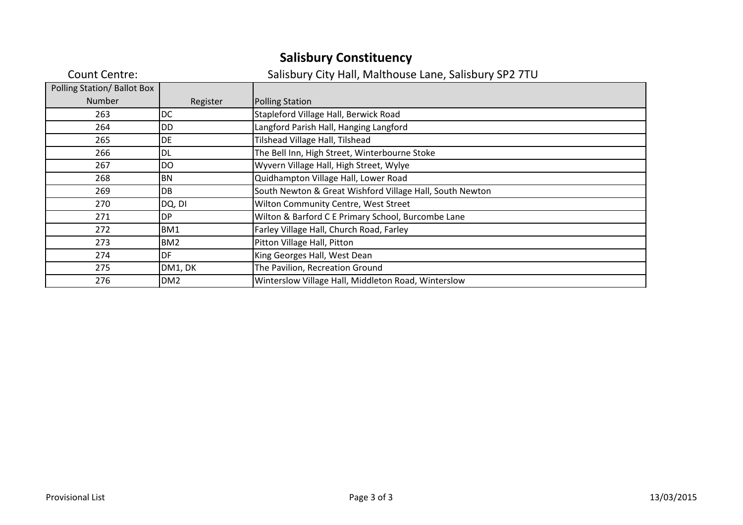# Salisbury Constituency

Count Centre: Salisbury City Hall, Malthouse Lane, Salisbury SP2 7TU

| Polling Station/ Ballot Box Number | Register | Polling Station |
|---|---|---|
| 263 | DC | Stapleford Village Hall, Berwick Road |
| 264 | DD | Langford Parish Hall, Hanging Langford |
| 265 | DE | Tilshead Village Hall, Tilshead |
| 266 | DL | The Bell Inn, High Street, Winterbourne Stoke |
| 267 | DO | Wyvern Village Hall, High Street, Wylye |
| 268 | BN | Quidhampton Village Hall, Lower Road |
| 269 | DB | South Newton & Great Wishford Village Hall, South Newton |
| 270 | DQ, DI | Wilton Community Centre, West Street |
| 271 | DP | Wilton & Barford C E Primary School, Burcombe Lane |
| 272 | BM1 | Farley Village Hall, Church Road, Farley |
| 273 | BM2 | Pitton Village Hall, Pitton |
| 274 | DF | King Georges Hall, West Dean |
| 275 | DM1, DK | The Pavilion, Recreation Ground |
| 276 | DM2 | Winterslow Village Hall, Middleton Road, Winterslow |

Provisional List

13/03/2015